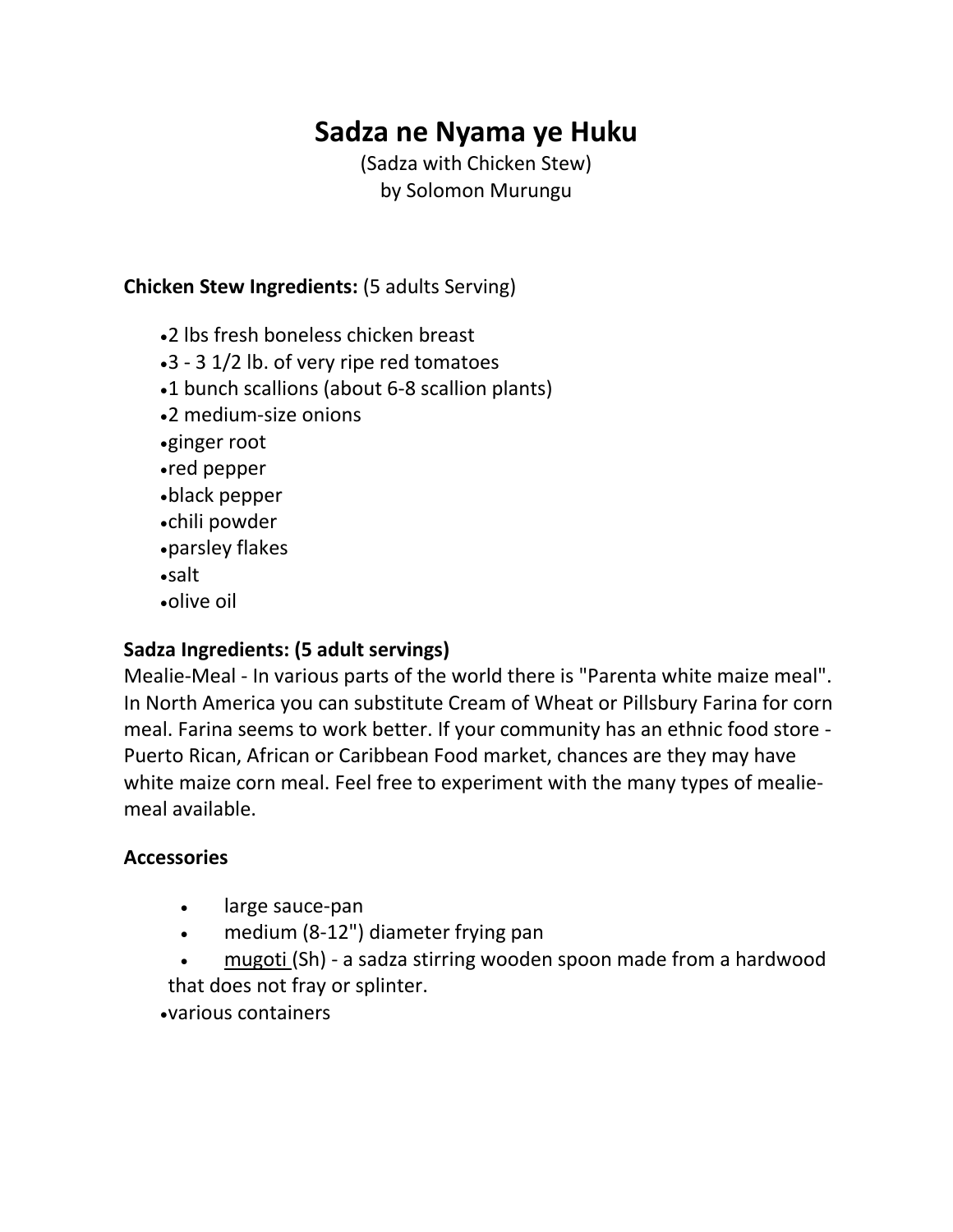# Sadza ne Nyama ye Huku

(Sadza with Chicken Stew)
by Solomon Murungu

**Chicken Stew Ingredients:** (5 adults Serving)

- 2 lbs fresh boneless chicken breast
- 3 - 3 1/2 lb. of very ripe red tomatoes
- 1 bunch scallions (about 6-8 scallion plants)
- 2 medium-size onions
- ginger root
- red pepper
- black pepper
- chili powder
- parsley flakes
- salt
- olive oil

**Sadza Ingredients: (5 adult servings)**

Mealie-Meal - In various parts of the world there is "Parenta white maize meal". In North America you can substitute Cream of Wheat or Pillsbury Farina for corn meal. Farina seems to work better. If your community has an ethnic food store - Puerto Rican, African or Caribbean Food market, chances are they may have white maize corn meal. Feel free to experiment with the many types of mealie-meal available.

**Accessories**

- large sauce-pan
- medium (8-12") diameter frying pan
- mugoti (Sh) - a sadza stirring wooden spoon made from a hardwood that does not fray or splinter.
- various containers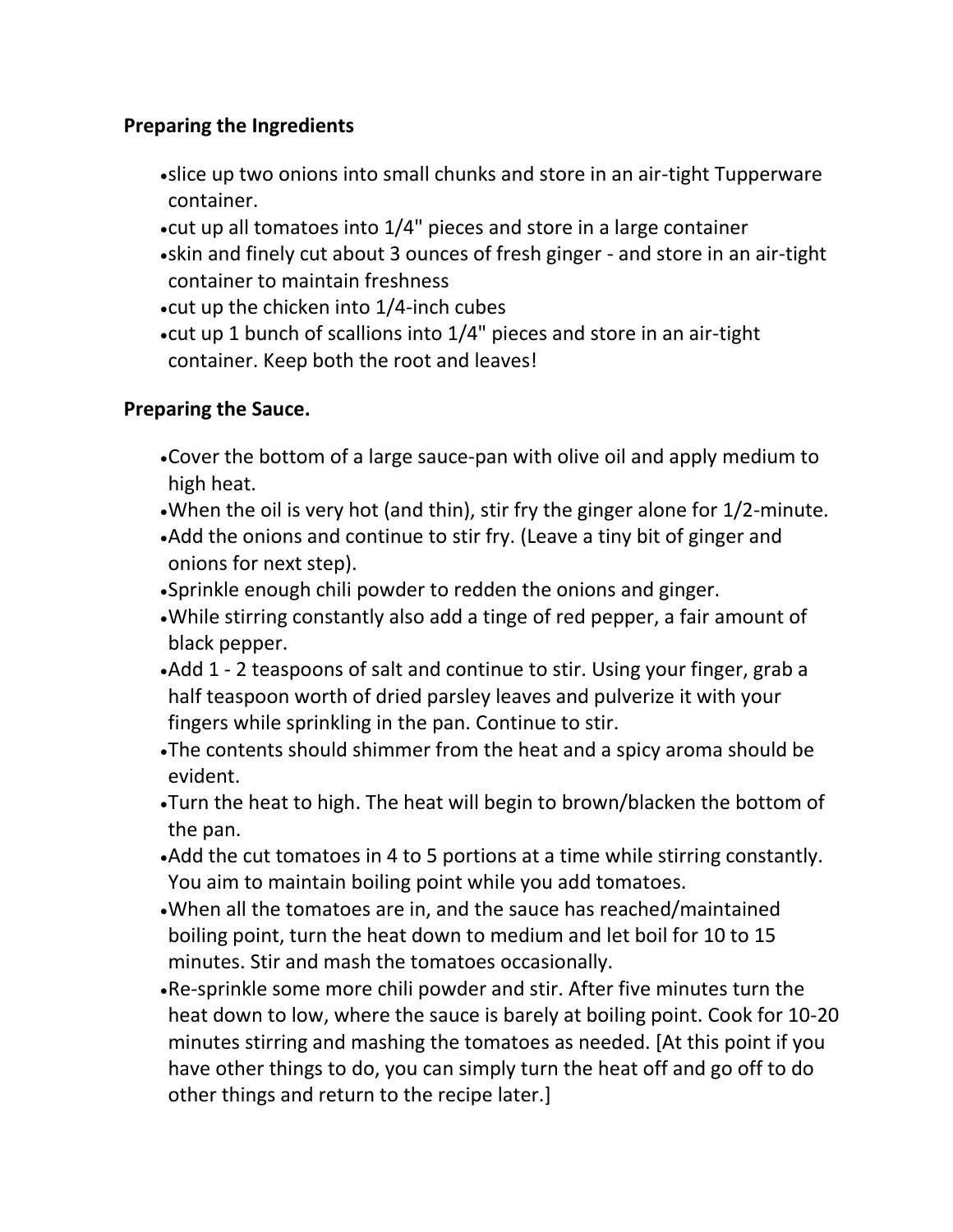**Preparing the Ingredients**

- slice up two onions into small chunks and store in an air-tight Tupperware container.
- cut up all tomatoes into 1/4" pieces and store in a large container
- skin and finely cut about 3 ounces of fresh ginger - and store in an air-tight container to maintain freshness
- cut up the chicken into 1/4-inch cubes
- cut up 1 bunch of scallions into 1/4" pieces and store in an air-tight container. Keep both the root and leaves!

**Preparing the Sauce.**

- Cover the bottom of a large sauce-pan with olive oil and apply medium to high heat.
- When the oil is very hot (and thin), stir fry the ginger alone for 1/2-minute.
- Add the onions and continue to stir fry. (Leave a tiny bit of ginger and onions for next step).
- Sprinkle enough chili powder to redden the onions and ginger.
- While stirring constantly also add a tinge of red pepper, a fair amount of black pepper.
- Add 1 - 2 teaspoons of salt and continue to stir. Using your finger, grab a half teaspoon worth of dried parsley leaves and pulverize it with your fingers while sprinkling in the pan. Continue to stir.
- The contents should shimmer from the heat and a spicy aroma should be evident.
- Turn the heat to high. The heat will begin to brown/blacken the bottom of the pan.
- Add the cut tomatoes in 4 to 5 portions at a time while stirring constantly. You aim to maintain boiling point while you add tomatoes.
- When all the tomatoes are in, and the sauce has reached/maintained boiling point, turn the heat down to medium and let boil for 10 to 15 minutes. Stir and mash the tomatoes occasionally.
- Re-sprinkle some more chili powder and stir. After five minutes turn the heat down to low, where the sauce is barely at boiling point. Cook for 10-20 minutes stirring and mashing the tomatoes as needed. [At this point if you have other things to do, you can simply turn the heat off and go off to do other things and return to the recipe later.]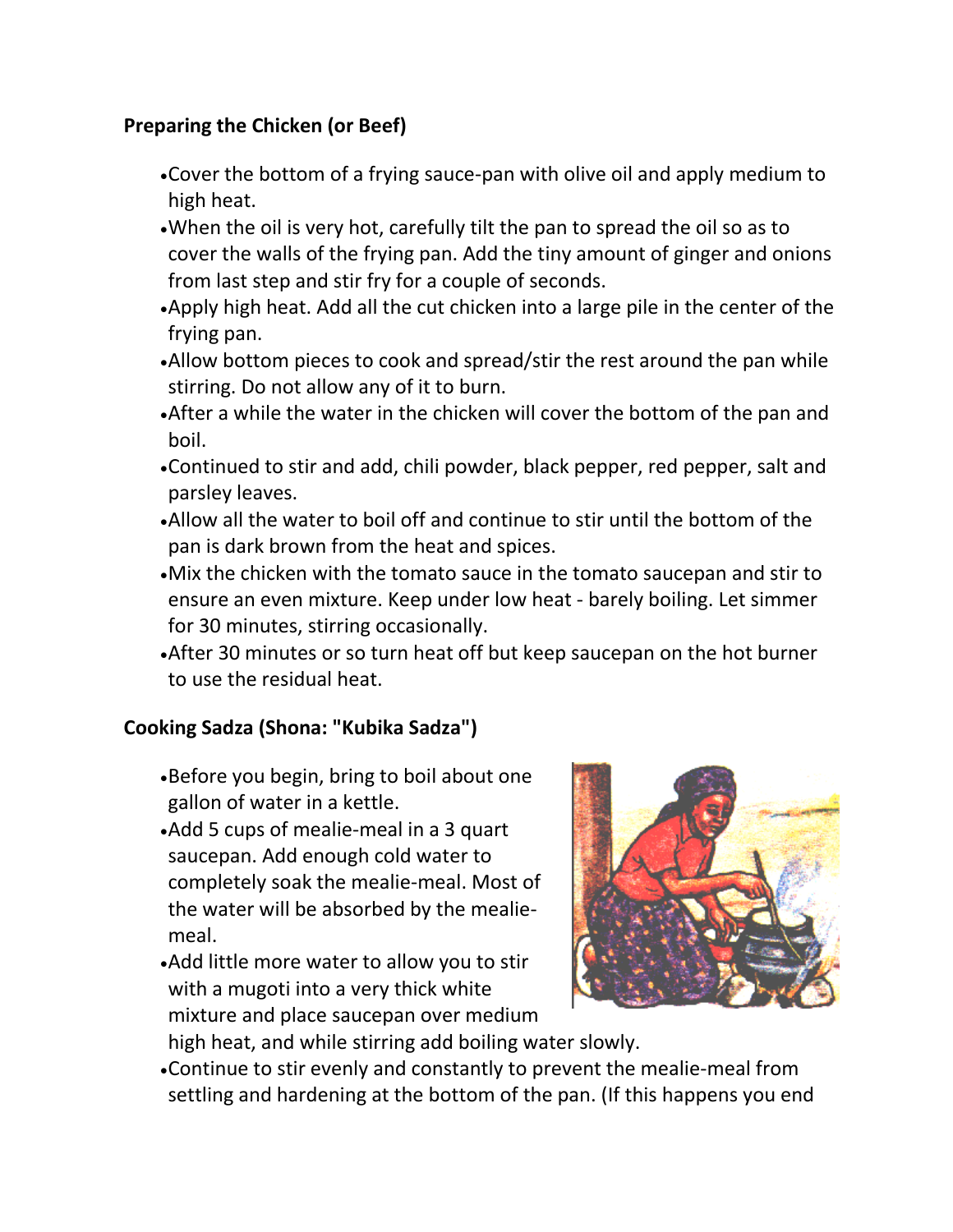**Preparing the Chicken (or Beef)**

- Cover the bottom of a frying sauce-pan with olive oil and apply medium to high heat.
- When the oil is very hot, carefully tilt the pan to spread the oil so as to cover the walls of the frying pan. Add the tiny amount of ginger and onions from last step and stir fry for a couple of seconds.
- Apply high heat. Add all the cut chicken into a large pile in the center of the frying pan.
- Allow bottom pieces to cook and spread/stir the rest around the pan while stirring. Do not allow any of it to burn.
- After a while the water in the chicken will cover the bottom of the pan and boil.
- Continued to stir and add, chili powder, black pepper, red pepper, salt and parsley leaves.
- Allow all the water to boil off and continue to stir until the bottom of the pan is dark brown from the heat and spices.
- Mix the chicken with the tomato sauce in the tomato saucepan and stir to ensure an even mixture. Keep under low heat - barely boiling. Let simmer for 30 minutes, stirring occasionally.
- After 30 minutes or so turn heat off but keep saucepan on the hot burner to use the residual heat.

**Cooking Sadza (Shona: "Kubika Sadza")**

- Before you begin, bring to boil about one gallon of water in a kettle.
- Add 5 cups of mealie-meal in a 3 quart saucepan. Add enough cold water to completely soak the mealie-meal. Most of the water will be absorbed by the mealie-meal.
- Add little more water to allow you to stir with a mugoti into a very thick white mixture and place saucepan over medium high heat, and while stirring add boiling water slowly.
- Continue to stir evenly and constantly to prevent the mealie-meal from settling and hardening at the bottom of the pan. (If this happens you end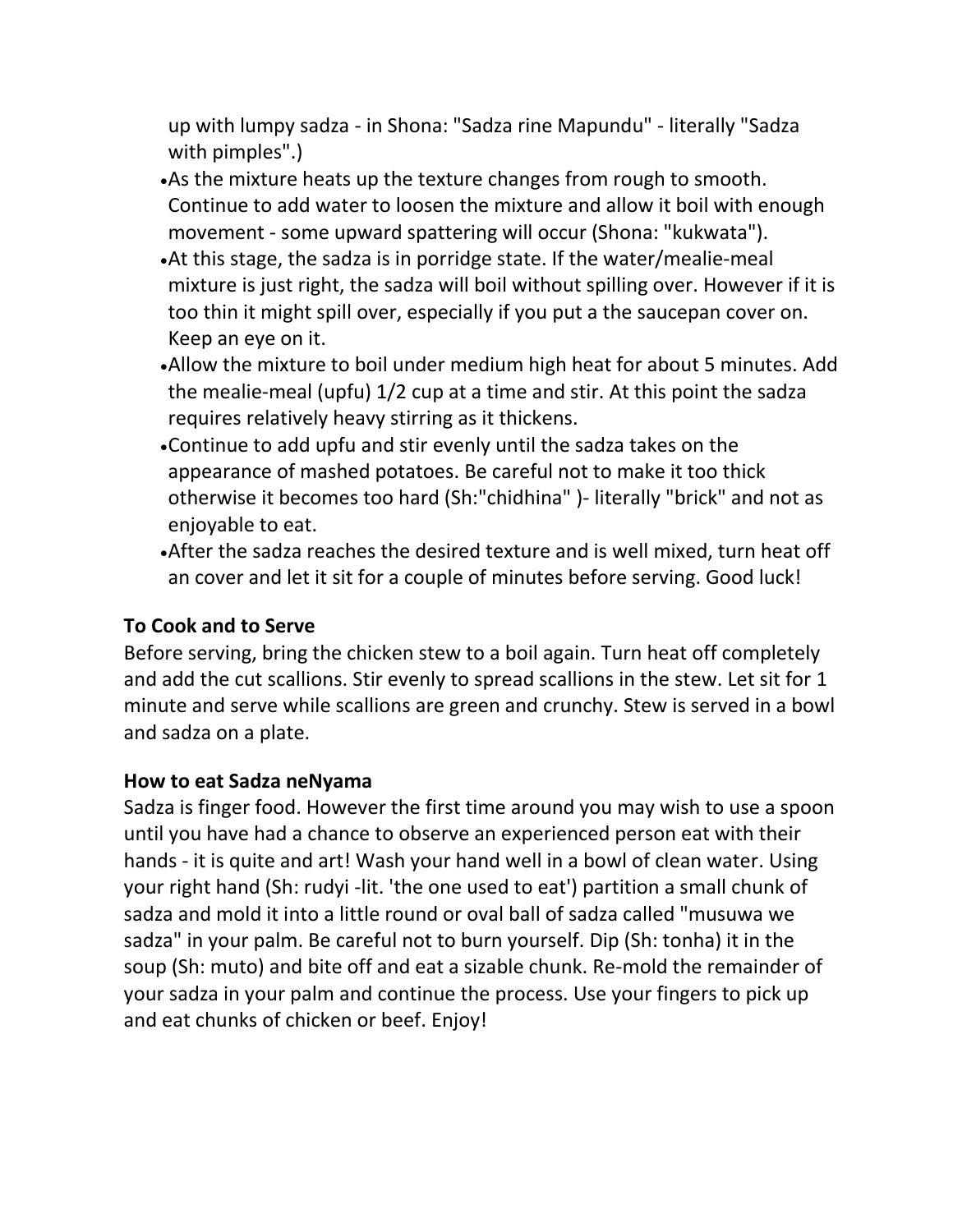up with lumpy sadza - in Shona: "Sadza rine Mapundu" - literally "Sadza with pimples".)

- As the mixture heats up the texture changes from rough to smooth. Continue to add water to loosen the mixture and allow it boil with enough movement - some upward spattering will occur (Shona: "kukwata").
- At this stage, the sadza is in porridge state. If the water/mealie-meal mixture is just right, the sadza will boil without spilling over. However if it is too thin it might spill over, especially if you put a the saucepan cover on. Keep an eye on it.
- Allow the mixture to boil under medium high heat for about 5 minutes. Add the mealie-meal (upfu) 1/2 cup at a time and stir. At this point the sadza requires relatively heavy stirring as it thickens.
- Continue to add upfu and stir evenly until the sadza takes on the appearance of mashed potatoes. Be careful not to make it too thick otherwise it becomes too hard (Sh:"chidhina" )- literally "brick" and not as enjoyable to eat.
- After the sadza reaches the desired texture and is well mixed, turn heat off an cover and let it sit for a couple of minutes before serving. Good luck!

**To Cook and to Serve**

Before serving, bring the chicken stew to a boil again. Turn heat off completely and add the cut scallions. Stir evenly to spread scallions in the stew. Let sit for 1 minute and serve while scallions are green and crunchy. Stew is served in a bowl and sadza on a plate.

**How to eat Sadza neNyama**

Sadza is finger food. However the first time around you may wish to use a spoon until you have had a chance to observe an experienced person eat with their hands - it is quite and art! Wash your hand well in a bowl of clean water. Using your right hand (Sh: rudyi -lit. 'the one used to eat') partition a small chunk of sadza and mold it into a little round or oval ball of sadza called "musuwa we sadza" in your palm. Be careful not to burn yourself. Dip (Sh: tonha) it in the soup (Sh: muto) and bite off and eat a sizable chunk. Re-mold the remainder of your sadza in your palm and continue the process. Use your fingers to pick up and eat chunks of chicken or beef. Enjoy!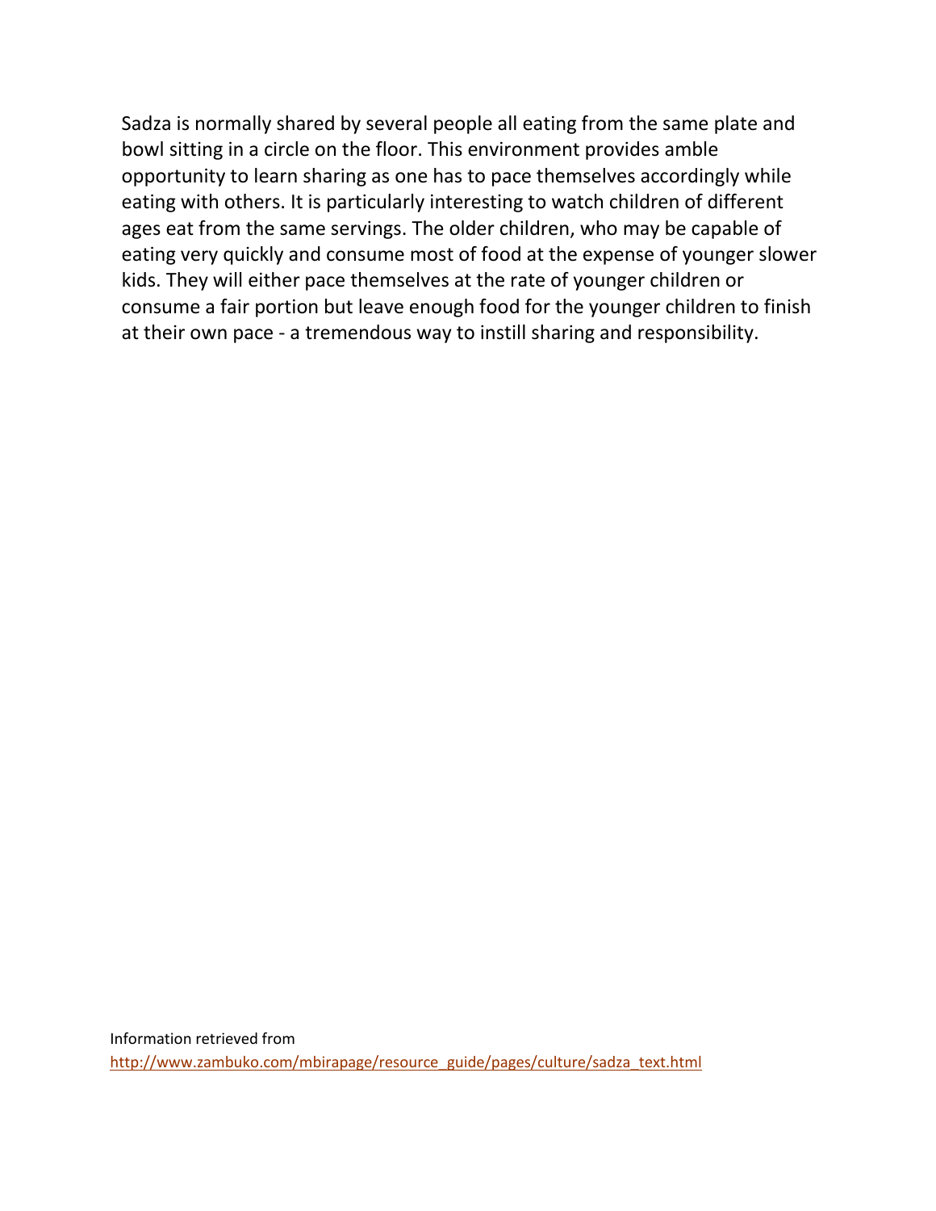Sadza is normally shared by several people all eating from the same plate and bowl sitting in a circle on the floor. This environment provides amble opportunity to learn sharing as one has to pace themselves accordingly while eating with others. It is particularly interesting to watch children of different ages eat from the same servings. The older children, who may be capable of eating very quickly and consume most of food at the expense of younger slower kids. They will either pace themselves at the rate of younger children or consume a fair portion but leave enough food for the younger children to finish at their own pace - a tremendous way to instill sharing and responsibility.

Information retrieved from
http://www.zambuko.com/mbirapage/resource_guide/pages/culture/sadza_text.html